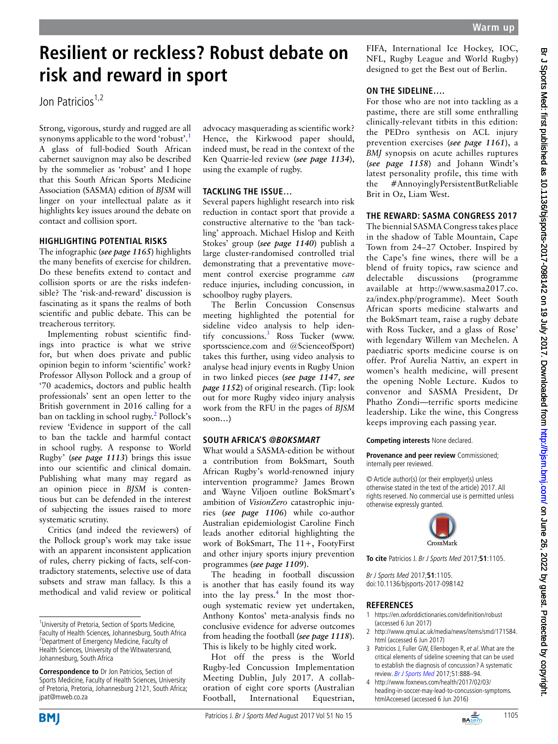# Resilient or reckless? Robust debate on risk and reward in sport

Jon Patricios[1,2]

Strong, vigorous, sturdy and rugged are all synonyms applicable to the word 'robust'.[1] A glass of full-bodied South African cabernet sauvignon may also be described by the sommelier as 'robust' and I hope that this South African Sports Medicine Association (SASMA) edition of *BJSM* will linger on your intellectual palate as it highlights key issues around the debate on contact and collision sport.

## HIGHLIGHTING POTENTIAL RISKS

The infographic (***see page 1165***) highlights the many benefits of exercise for children. Do these benefits extend to contact and collision sports or are the risks indefensible? The 'risk-and-reward' discussion is fascinating as it spans the realms of both scientific and public debate. This can be treacherous territory.

Implementing robust scientific findings into practice is what we strive for, but when does private and public opinion begin to inform 'scientific' work? Professor Allyson Pollock and a group of '70 academics, doctors and public health professionals' sent an open letter to the British government in 2016 calling for a ban on tackling in school rugby.[2] Pollock's review 'Evidence in support of the call to ban the tackle and harmful contact in school rugby. A response to World Rugby' (***see page 1113***) brings this issue into our scientific and clinical domain. Publishing what many may regard as an opinion piece in *BJSM* is contentious but can be defended in the interest of subjecting the issues raised to more systematic scrutiny.

Critics (and indeed the reviewers) of the Pollock group's work may take issue with an apparent inconsistent application of rules, cherry picking of facts, self-contradictory statements, selective use of data subsets and straw man fallacy. Is this a methodical and valid review or political advocacy masquerading as scientific work? Hence, the Kirkwood paper should, indeed must, be read in the context of the Ken Quarrie-led review (***see page 1134***), using the example of rugby.

## TACKLING THE ISSUE…

Several papers highlight research into risk reduction in contact sport that provide a constructive alternative to the 'ban tackling' approach. Michael Hislop and Keith Stokes' group (***see page 1140***) publish a large cluster-randomised controlled trial demonstrating that a preventative movement control exercise programme *can* reduce injuries, including concussion, in schoolboy rugby players.

The Berlin Concussion Consensus meeting highlighted the potential for sideline video analysis to help identify concussions.[3] Ross Tucker (www.sportsscience.com and @ScienceofSport) takes this further, using video analysis to analyse head injury events in Rugby Union in two linked pieces (***see page 1147***, ***see page 1152***) of original research. (Tip: look out for more Rugby video injury analysis work from the RFU in the pages of *BJSM* soon…)

## SOUTH AFRICA'S *@BOKSMART*

What would a SASMA-edition be without a contribution from BokSmart, South African Rugby's world-renowned injury intervention programme? James Brown and Wayne Viljoen outline BokSmart's ambition of *VisionZero* catastrophic injuries (***see page 1106***) while co-author Australian epidemiologist Caroline Finch leads another editorial highlighting the work of BokSmart, The 11+, FootyFirst and other injury sports injury prevention programmes (***see page 1109***).

The heading in football discussion is another that has easily found its way into the lay press.[4] In the most thorough systematic review yet undertaken, Anthony Kontos' meta-analysis finds no conclusive evidence for adverse outcomes from heading the football (***see page 1118***). This is likely to be highly cited work.

Hot off the press is the World Rugby-led Concussion Implementation Meeting Dublin, July 2017. A collaboration of eight core sports (Australian Football, International Equestrian, FIFA, International Ice Hockey, IOC, NFL, Rugby League and World Rugby) designed to get the Best out of Berlin.

## ON THE SIDELINE….

For those who are not into tackling as a pastime, there are still some enthralling clinically-relevant titbits in this edition: the PEDro synthesis on ACL injury prevention exercises (***see page 1161***), a *BMJ* synopsis on acute achilles ruptures (***see page 1158***) and Johann Windt's latest personality profile, this time with the #AnnoyinglyPersistentButReliable Brit in Oz, Liam West.

## THE REWARD: SASMA CONGRESS 2017

The biennial SASMA Congress takes place in the shadow of Table Mountain, Cape Town from 24–27 October. Inspired by the Cape's fine wines, there will be a blend of fruity topics, raw science and delectable discussions (programme available at http://www.sasma2017.co.za/index.php/programme). Meet South African sports medicine stalwarts and the BokSmart team, raise a rugby debate with Ross Tucker, and a glass of Rose' with legendary Willem van Mechelen. A paediatric sports medicine course is on offer. Prof Aurelia Nattiv, an expert in women's health medicine, will present the opening Noble Lecture. Kudos to convenor and SASMA President, Dr Phatho Zondi—terrific sports medicine leadership. Like the wine, this Congress keeps improving each passing year.

**Competing interests** None declared.

**Provenance and peer review** Commissioned; internally peer reviewed.

© Article author(s) (or their employer(s) unless otherwise stated in the text of the article) 2017. All rights reserved. No commercial use is permitted unless otherwise expressly granted.

**To cite** Patricios J. *Br J Sports Med* 2017;**51**:1105.

*Br J Sports Med* 2017;**51**:1105.
doi:10.1136/bjsports-2017-098142

[1]University of Pretoria, Section of Sports Medicine, Faculty of Health Sciences, Johannesburg, South Africa
[2]Department of Emergency Medicine, Faculty of Health Sciences, University of the Witwatersrand, Johannesburg, South Africa

**Correspondence to** Dr Jon Patricios, Section of Sports Medicine, Faculty of Health Sciences, University of Pretoria, Pretoria, Johannesburg 2121, South Africa; jpat@mweb.co.za

## REFERENCES

1. https://en.oxforddictionaries.com/definition/robust (accessed 6 Jun 2017)
2. http://www.qmul.ac.uk/media/news/items/smd/171584.html (accessed 6 Jun 2017)
3. Patricios J, Fuller GW, Ellenbogen R, *et al*. What are the critical elements of sideline screening that can be used to establish the diagnosis of concussion? A systematic review. *Br J Sports Med* 2017;51:888–94.
4. http://www.foxnews.com/health/2017/02/03/heading-in-soccer-may-lead-to-concussion-symptoms.htmlAcceesed (accessed 6 Jun 2016)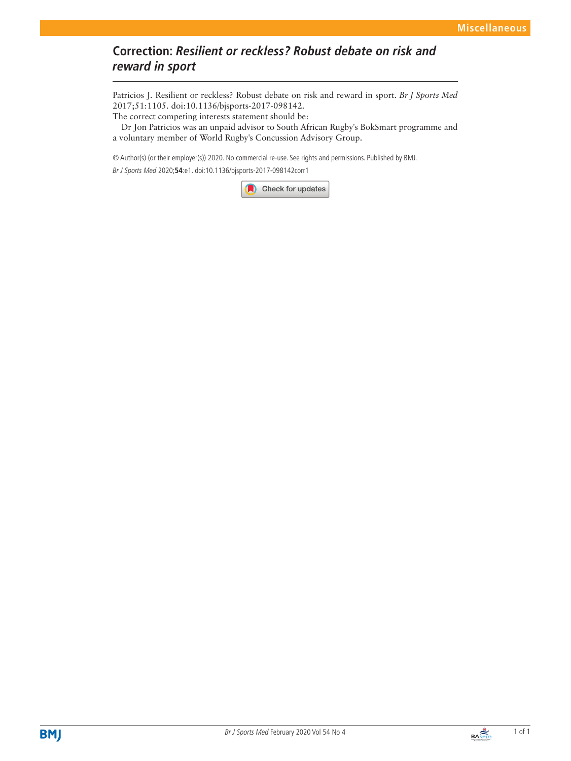# Correction: *Resilient or reckless? Robust debate on risk and reward in sport*

Patricios J. Resilient or reckless? Robust debate on risk and reward in sport. *Br J Sports Med* 2017;51:1105. doi:10.1136/bjsports-2017-098142.

The correct competing interests statement should be:

Dr Jon Patricios was an unpaid advisor to South African Rugby's BokSmart programme and a voluntary member of World Rugby's Concussion Advisory Group.

© Author(s) (or their employer(s)) 2020. No commercial re-use. See rights and permissions. Published by BMJ.

*Br J Sports Med* 2020;**54**:e1. doi:10.1136/bjsports-2017-098142corr1